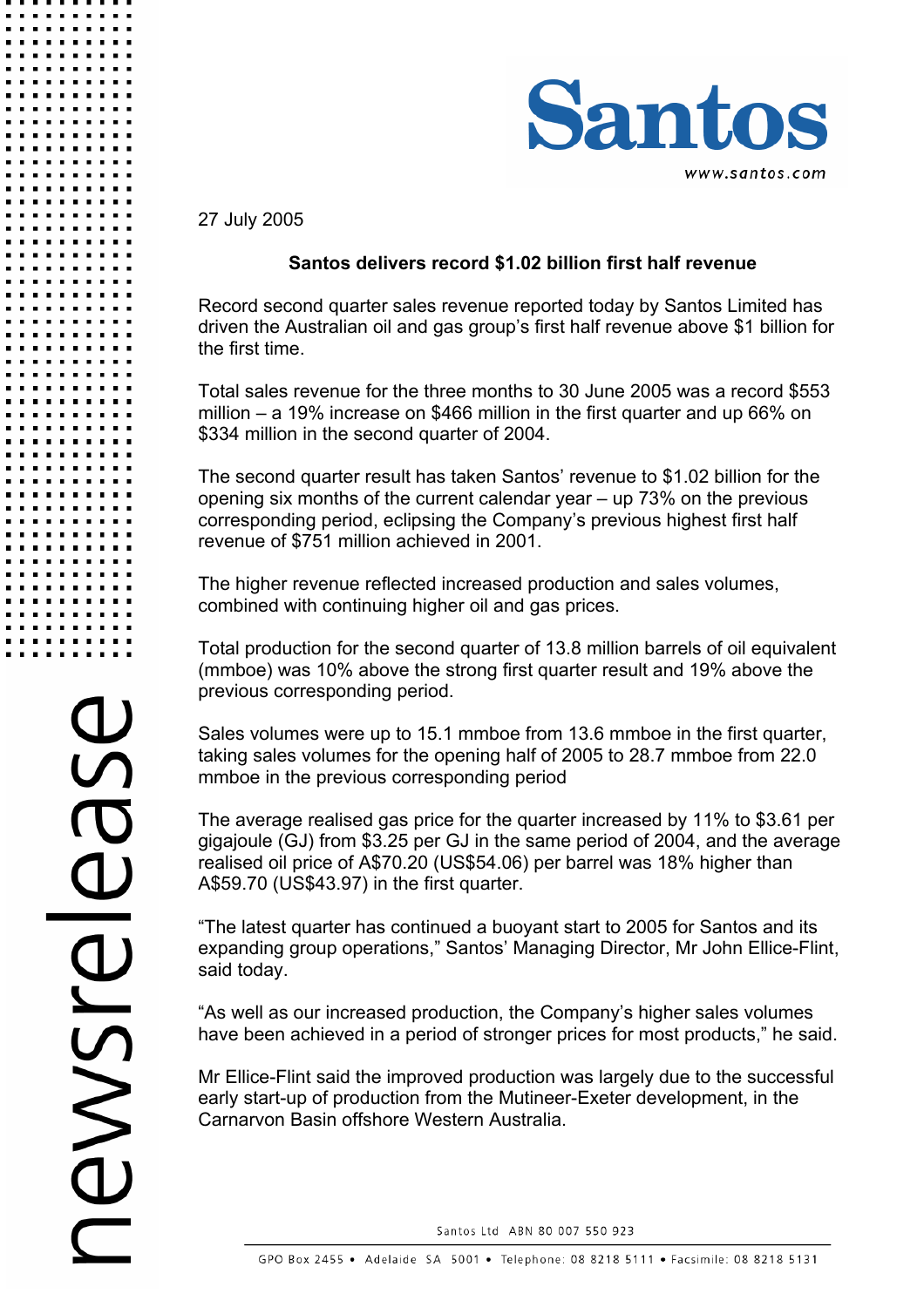27 July 2005

## Santos delivers record $1.02 billion first half revenue

Record second quarter sales revenue reported today by Santos Limited has driven the Australian oil and gas group's first half revenue above $1 billion for the first time.

Total sales revenue for the three months to 30 June 2005 was a record $553 million – a 19% increase on $466 million in the first quarter and up 66% on $334 million in the second quarter of 2004.

The second quarter result has taken Santos' revenue to $1.02 billion for the opening six months of the current calendar year – up 73% on the previous corresponding period, eclipsing the Company's previous highest first half revenue of $751 million achieved in 2001.

The higher revenue reflected increased production and sales volumes, combined with continuing higher oil and gas prices.

Total production for the second quarter of 13.8 million barrels of oil equivalent (mmboe) was 10% above the strong first quarter result and 19% above the previous corresponding period.

Sales volumes were up to 15.1 mmboe from 13.6 mmboe in the first quarter, taking sales volumes for the opening half of 2005 to 28.7 mmboe from 22.0 mmboe in the previous corresponding period

The average realised gas price for the quarter increased by 11% to $3.61 per gigajoule (GJ) from $3.25 per GJ in the same period of 2004, and the average realised oil price of A$70.20 (US$54.06) per barrel was 18% higher than A$59.70 (US$43.97) in the first quarter.

"The latest quarter has continued a buoyant start to 2005 for Santos and its expanding group operations," Santos' Managing Director, Mr John Ellice-Flint, said today.

"As well as our increased production, the Company's higher sales volumes have been achieved in a period of stronger prices for most products," he said.

Mr Ellice-Flint said the improved production was largely due to the successful early start-up of production from the Mutineer-Exeter development, in the Carnarvon Basin offshore Western Australia.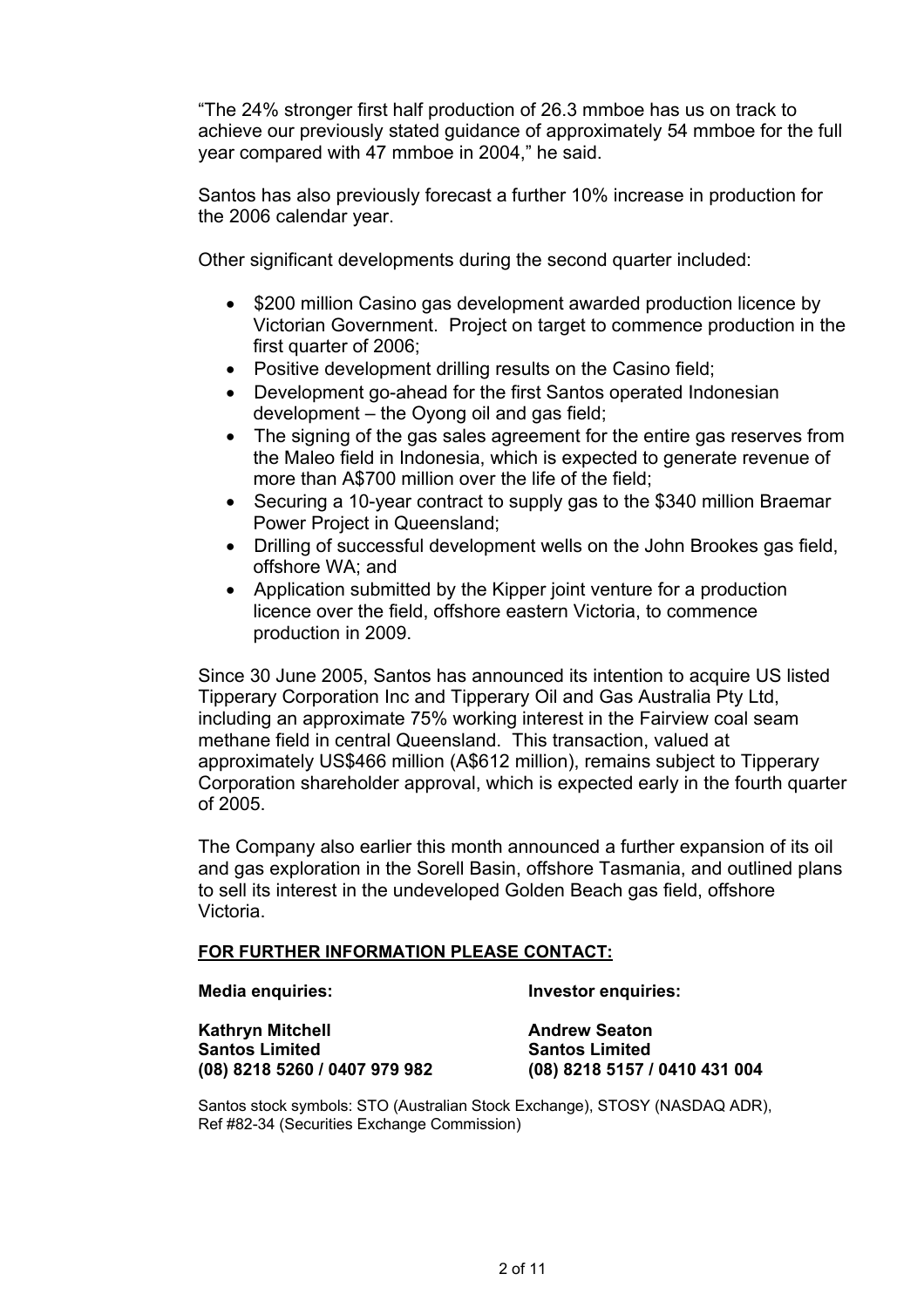"The 24% stronger first half production of 26.3 mmboe has us on track to achieve our previously stated guidance of approximately 54 mmboe for the full year compared with 47 mmboe in 2004," he said.

Santos has also previously forecast a further 10% increase in production for the 2006 calendar year.

Other significant developments during the second quarter included:

- $200 million Casino gas development awarded production licence by Victorian Government. Project on target to commence production in the first quarter of 2006;
- Positive development drilling results on the Casino field;
- Development go-ahead for the first Santos operated Indonesian development – the Oyong oil and gas field;
- The signing of the gas sales agreement for the entire gas reserves from the Maleo field in Indonesia, which is expected to generate revenue of more than A$700 million over the life of the field;
- Securing a 10-year contract to supply gas to the $340 million Braemar Power Project in Queensland;
- Drilling of successful development wells on the John Brookes gas field, offshore WA; and
- Application submitted by the Kipper joint venture for a production licence over the field, offshore eastern Victoria, to commence production in 2009.

Since 30 June 2005, Santos has announced its intention to acquire US listed Tipperary Corporation Inc and Tipperary Oil and Gas Australia Pty Ltd, including an approximate 75% working interest in the Fairview coal seam methane field in central Queensland. This transaction, valued at approximately US$466 million (A$612 million), remains subject to Tipperary Corporation shareholder approval, which is expected early in the fourth quarter of 2005.

The Company also earlier this month announced a further expansion of its oil and gas exploration in the Sorell Basin, offshore Tasmania, and outlined plans to sell its interest in the undeveloped Golden Beach gas field, offshore Victoria.

**FOR FURTHER INFORMATION PLEASE CONTACT:**

| **Media enquiries:** | **Investor enquiries:** |
|---|---|
| **Kathryn Mitchell** | **Andrew Seaton** |
| **Santos Limited** | **Santos Limited** |
| **(08) 8218 5260 / 0407 979 982** | **(08) 8218 5157 / 0410 431 004** |

Santos stock symbols: STO (Australian Stock Exchange), STOSY (NASDAQ ADR), Ref #82-34 (Securities Exchange Commission)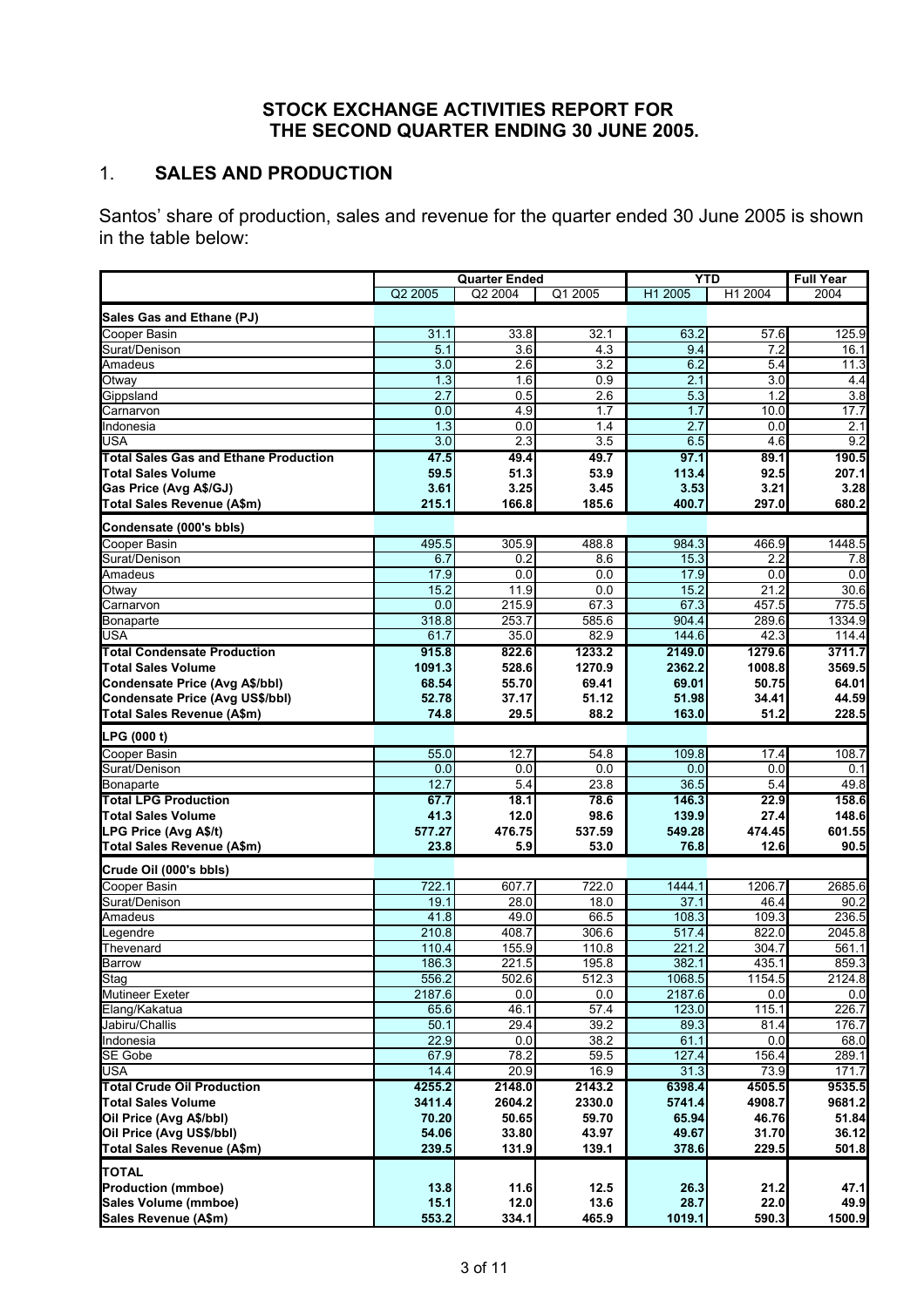# STOCK EXCHANGE ACTIVITIES REPORT FOR THE SECOND QUARTER ENDING 30 JUNE 2005.

## 1. SALES AND PRODUCTION

Santos' share of production, sales and revenue for the quarter ended 30 June 2005 is shown in the table below:

| | Quarter Ended | | | YTD | | Full Year |
|---|---|---|---|---|---|---|
| | Q2 2005 | Q2 2004 | Q1 2005 | H1 2005 | H1 2004 | 2004 |
| **Sales Gas and Ethane (PJ)** | | | | | | |
| Cooper Basin | 31.1 | 33.8 | 32.1 | 63.2 | 57.6 | 125.9 |
| Surat/Denison | 5.1 | 3.6 | 4.3 | 9.4 | 7.2 | 16.1 |
| Amadeus | 3.0 | 2.6 | 3.2 | 6.2 | 5.4 | 11.3 |
| Otway | 1.3 | 1.6 | 0.9 | 2.1 | 3.0 | 4.4 |
| Gippsland | 2.7 | 0.5 | 2.6 | 5.3 | 1.2 | 3.8 |
| Carnarvon | 0.0 | 4.9 | 1.7 | 1.7 | 10.0 | 17.7 |
| Indonesia | 1.3 | 0.0 | 1.4 | 2.7 | 0.0 | 2.1 |
| USA | 3.0 | 2.3 | 3.5 | 6.5 | 4.6 | 9.2 |
| **Total Sales Gas and Ethane Production** | **47.5** | **49.4** | **49.7** | **97.1** | **89.1** | **190.5** |
| **Total Sales Volume** | **59.5** | **51.3** | **53.9** | **113.4** | **92.5** | **207.1** |
| **Gas Price (Avg A$/GJ)** | **3.61** | **3.25** | **3.45** | **3.53** | **3.21** | **3.28** |
| **Total Sales Revenue (A$m)** | **215.1** | **166.8** | **185.6** | **400.7** | **297.0** | **680.2** |
| **Condensate (000's bbls)** | | | | | | |
| Cooper Basin | 495.5 | 305.9 | 488.8 | 984.3 | 466.9 | 1448.5 |
| Surat/Denison | 6.7 | 0.2 | 8.6 | 15.3 | 2.2 | 7.8 |
| Amadeus | 17.9 | 0.0 | 0.0 | 17.9 | 0.0 | 0.0 |
| Otway | 15.2 | 11.9 | 0.0 | 15.2 | 21.2 | 30.6 |
| Carnarvon | 0.0 | 215.9 | 67.3 | 67.3 | 457.5 | 775.5 |
| Bonaparte | 318.8 | 253.7 | 585.6 | 904.4 | 289.6 | 1334.9 |
| USA | 61.7 | 35.0 | 82.9 | 144.6 | 42.3 | 114.4 |
| **Total Condensate Production** | **915.8** | **822.6** | **1233.2** | **2149.0** | **1279.6** | **3711.7** |
| **Total Sales Volume** | **1091.3** | **528.6** | **1270.9** | **2362.2** | **1008.8** | **3569.5** |
| **Condensate Price (Avg A$/bbl)** | **68.54** | **55.70** | **69.41** | **69.01** | **50.75** | **64.01** |
| **Condensate Price (Avg US$/bbl)** | **52.78** | **37.17** | **51.12** | **51.98** | **34.41** | **44.59** |
| **Total Sales Revenue (A$m)** | **74.8** | **29.5** | **88.2** | **163.0** | **51.2** | **228.5** |
| **LPG (000 t)** | | | | | | |
| Cooper Basin | 55.0 | 12.7 | 54.8 | 109.8 | 17.4 | 108.7 |
| Surat/Denison | 0.0 | 0.0 | 0.0 | 0.0 | 0.0 | 0.1 |
| Bonaparte | 12.7 | 5.4 | 23.8 | 36.5 | 5.4 | 49.8 |
| **Total LPG Production** | **67.7** | **18.1** | **78.6** | **146.3** | **22.9** | **158.6** |
| **Total Sales Volume** | **41.3** | **12.0** | **98.6** | **139.9** | **27.4** | **148.6** |
| **LPG Price (Avg A$/t)** | **577.27** | **476.75** | **537.59** | **549.28** | **474.45** | **601.55** |
| **Total Sales Revenue (A$m)** | **23.8** | **5.9** | **53.0** | **76.8** | **12.6** | **90.5** |
| **Crude Oil (000's bbls)** | | | | | | |
| Cooper Basin | 722.1 | 607.7 | 722.0 | 1444.1 | 1206.7 | 2685.6 |
| Surat/Denison | 19.1 | 28.0 | 18.0 | 37.1 | 46.4 | 90.2 |
| Amadeus | 41.8 | 49.0 | 66.5 | 108.3 | 109.3 | 236.5 |
| Legendre | 210.8 | 408.7 | 306.6 | 517.4 | 822.0 | 2045.8 |
| Thevenard | 110.4 | 155.9 | 110.8 | 221.2 | 304.7 | 561.1 |
| Barrow | 186.3 | 221.5 | 195.8 | 382.1 | 435.1 | 859.3 |
| Stag | 556.2 | 502.6 | 512.3 | 1068.5 | 1154.5 | 2124.8 |
| Mutineer Exeter | 2187.6 | 0.0 | 0.0 | 2187.6 | 0.0 | 0.0 |
| Elang/Kakatua | 65.6 | 46.1 | 57.4 | 123.0 | 115.1 | 226.7 |
| Jabiru/Challis | 50.1 | 29.4 | 39.2 | 89.3 | 81.4 | 176.7 |
| Indonesia | 22.9 | 0.0 | 38.2 | 61.1 | 0.0 | 68.0 |
| SE Gobe | 67.9 | 78.2 | 59.5 | 127.4 | 156.4 | 289.1 |
| USA | 14.4 | 20.9 | 16.9 | 31.3 | 73.9 | 171.7 |
| **Total Crude Oil Production** | **4255.2** | **2148.0** | **2143.2** | **6398.4** | **4505.5** | **9535.5** |
| **Total Sales Volume** | **3411.4** | **2604.2** | **2330.0** | **5741.4** | **4908.7** | **9681.2** |
| **Oil Price (Avg A$/bbl)** | **70.20** | **50.65** | **59.70** | **65.94** | **46.76** | **51.84** |
| **Oil Price (Avg US$/bbl)** | **54.06** | **33.80** | **43.97** | **49.67** | **31.70** | **36.12** |
| **Total Sales Revenue (A$m)** | **239.5** | **131.9** | **139.1** | **378.6** | **229.5** | **501.8** |
| **TOTAL** | | | | | | |
| **Production (mmboe)** | **13.8** | **11.6** | **12.5** | **26.3** | **21.2** | **47.1** |
| **Sales Volume (mmboe)** | **15.1** | **12.0** | **13.6** | **28.7** | **22.0** | **49.9** |
| **Sales Revenue (A$m)** | **553.2** | **334.1** | **465.9** | **1019.1** | **590.3** | **1500.9** |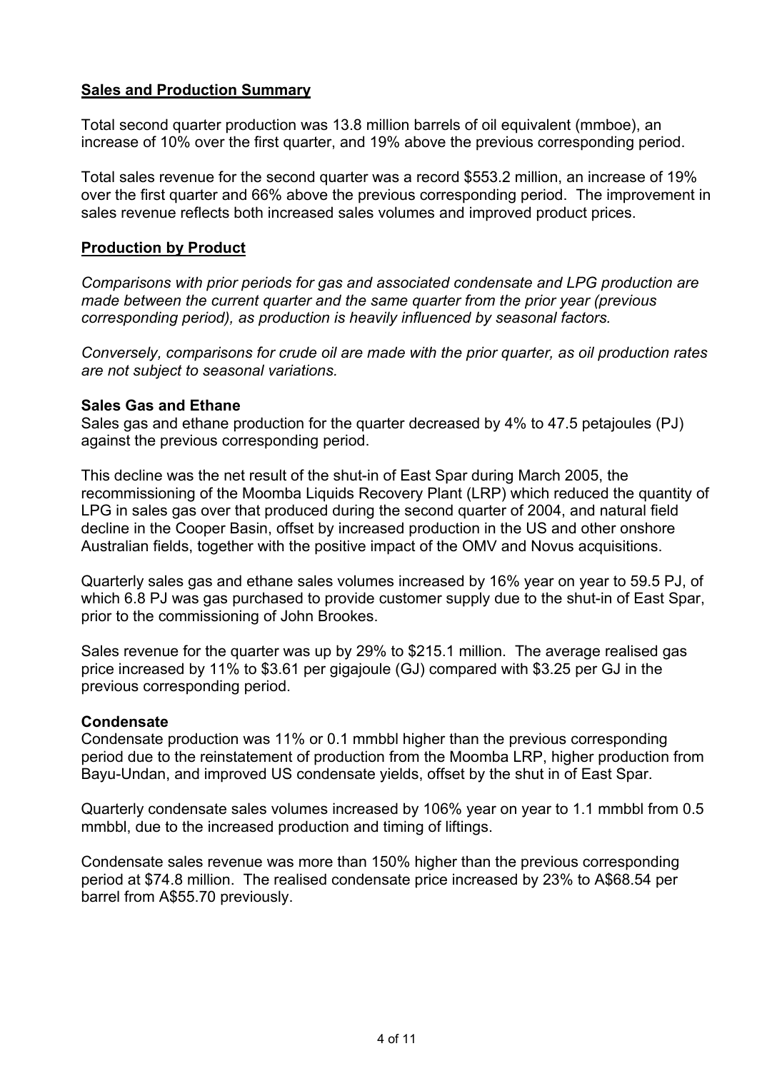## Sales and Production Summary

Total second quarter production was 13.8 million barrels of oil equivalent (mmboe), an increase of 10% over the first quarter, and 19% above the previous corresponding period.

Total sales revenue for the second quarter was a record $553.2 million, an increase of 19% over the first quarter and 66% above the previous corresponding period. The improvement in sales revenue reflects both increased sales volumes and improved product prices.

## Production by Product

*Comparisons with prior periods for gas and associated condensate and LPG production are made between the current quarter and the same quarter from the prior year (previous corresponding period), as production is heavily influenced by seasonal factors.*

*Conversely, comparisons for crude oil are made with the prior quarter, as oil production rates are not subject to seasonal variations.*

### Sales Gas and Ethane

Sales gas and ethane production for the quarter decreased by 4% to 47.5 petajoules (PJ) against the previous corresponding period.

This decline was the net result of the shut-in of East Spar during March 2005, the recommissioning of the Moomba Liquids Recovery Plant (LRP) which reduced the quantity of LPG in sales gas over that produced during the second quarter of 2004, and natural field decline in the Cooper Basin, offset by increased production in the US and other onshore Australian fields, together with the positive impact of the OMV and Novus acquisitions.

Quarterly sales gas and ethane sales volumes increased by 16% year on year to 59.5 PJ, of which 6.8 PJ was gas purchased to provide customer supply due to the shut-in of East Spar, prior to the commissioning of John Brookes.

Sales revenue for the quarter was up by 29% to $215.1 million. The average realised gas price increased by 11% to $3.61 per gigajoule (GJ) compared with $3.25 per GJ in the previous corresponding period.

### Condensate

Condensate production was 11% or 0.1 mmbbl higher than the previous corresponding period due to the reinstatement of production from the Moomba LRP, higher production from Bayu-Undan, and improved US condensate yields, offset by the shut in of East Spar.

Quarterly condensate sales volumes increased by 106% year on year to 1.1 mmbbl from 0.5 mmbbl, due to the increased production and timing of liftings.

Condensate sales revenue was more than 150% higher than the previous corresponding period at $74.8 million. The realised condensate price increased by 23% to A$68.54 per barrel from A$55.70 previously.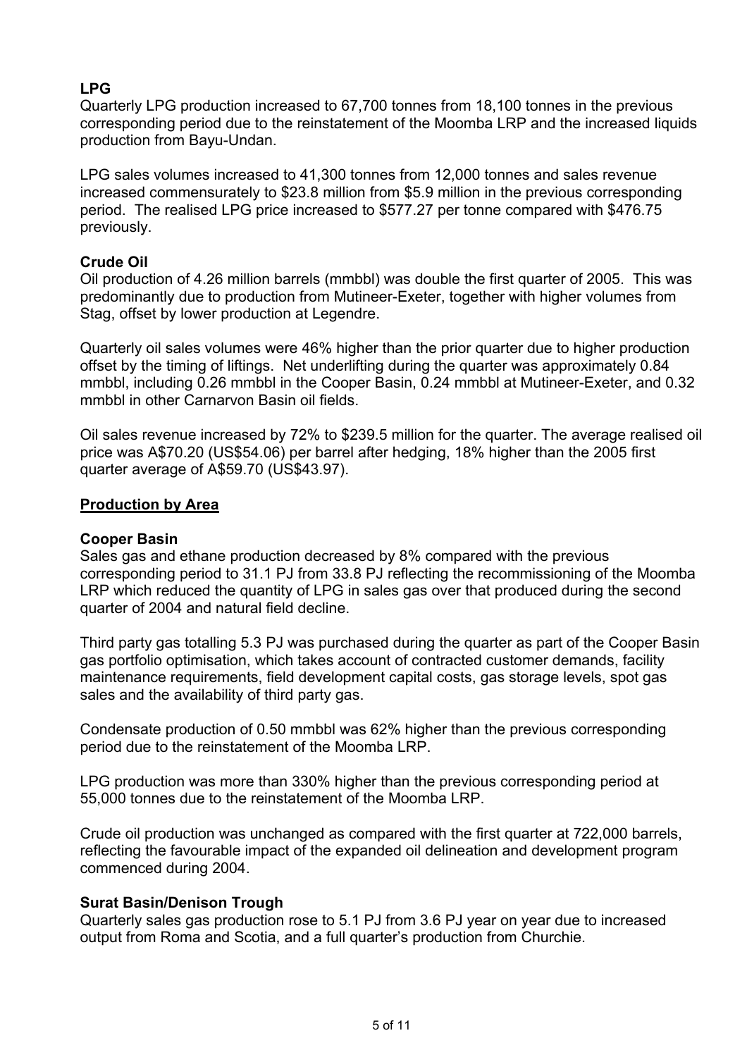**LPG**

Quarterly LPG production increased to 67,700 tonnes from 18,100 tonnes in the previous corresponding period due to the reinstatement of the Moomba LRP and the increased liquids production from Bayu-Undan.

LPG sales volumes increased to 41,300 tonnes from 12,000 tonnes and sales revenue increased commensurately to $23.8 million from $5.9 million in the previous corresponding period. The realised LPG price increased to $577.27 per tonne compared with $476.75 previously.

**Crude Oil**

Oil production of 4.26 million barrels (mmbbl) was double the first quarter of 2005. This was predominantly due to production from Mutineer-Exeter, together with higher volumes from Stag, offset by lower production at Legendre.

Quarterly oil sales volumes were 46% higher than the prior quarter due to higher production offset by the timing of liftings. Net underlifting during the quarter was approximately 0.84 mmbbl, including 0.26 mmbbl in the Cooper Basin, 0.24 mmbbl at Mutineer-Exeter, and 0.32 mmbbl in other Carnarvon Basin oil fields.

Oil sales revenue increased by 72% to $239.5 million for the quarter. The average realised oil price was A$70.20 (US$54.06) per barrel after hedging, 18% higher than the 2005 first quarter average of A$59.70 (US$43.97).

## Production by Area

**Cooper Basin**

Sales gas and ethane production decreased by 8% compared with the previous corresponding period to 31.1 PJ from 33.8 PJ reflecting the recommissioning of the Moomba LRP which reduced the quantity of LPG in sales gas over that produced during the second quarter of 2004 and natural field decline.

Third party gas totalling 5.3 PJ was purchased during the quarter as part of the Cooper Basin gas portfolio optimisation, which takes account of contracted customer demands, facility maintenance requirements, field development capital costs, gas storage levels, spot gas sales and the availability of third party gas.

Condensate production of 0.50 mmbbl was 62% higher than the previous corresponding period due to the reinstatement of the Moomba LRP.

LPG production was more than 330% higher than the previous corresponding period at 55,000 tonnes due to the reinstatement of the Moomba LRP.

Crude oil production was unchanged as compared with the first quarter at 722,000 barrels, reflecting the favourable impact of the expanded oil delineation and development program commenced during 2004.

**Surat Basin/Denison Trough**

Quarterly sales gas production rose to 5.1 PJ from 3.6 PJ year on year due to increased output from Roma and Scotia, and a full quarter's production from Churchie.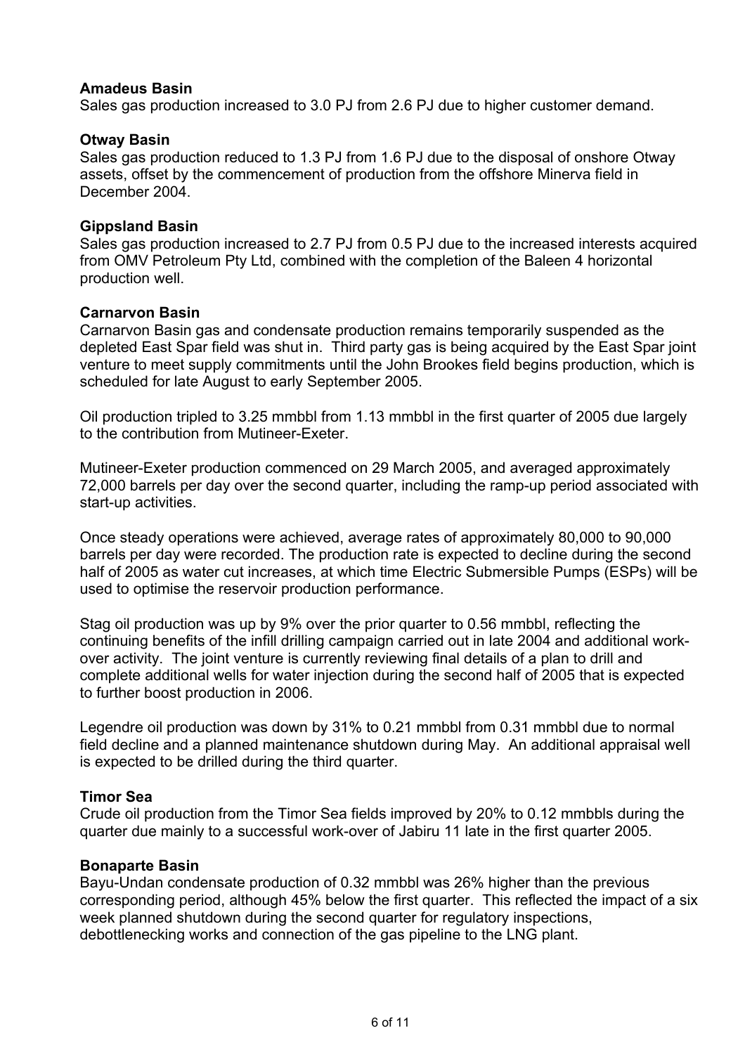**Amadeus Basin**

Sales gas production increased to 3.0 PJ from 2.6 PJ due to higher customer demand.

**Otway Basin**

Sales gas production reduced to 1.3 PJ from 1.6 PJ due to the disposal of onshore Otway assets, offset by the commencement of production from the offshore Minerva field in December 2004.

**Gippsland Basin**

Sales gas production increased to 2.7 PJ from 0.5 PJ due to the increased interests acquired from OMV Petroleum Pty Ltd, combined with the completion of the Baleen 4 horizontal production well.

**Carnarvon Basin**

Carnarvon Basin gas and condensate production remains temporarily suspended as the depleted East Spar field was shut in. Third party gas is being acquired by the East Spar joint venture to meet supply commitments until the John Brookes field begins production, which is scheduled for late August to early September 2005.

Oil production tripled to 3.25 mmbbl from 1.13 mmbbl in the first quarter of 2005 due largely to the contribution from Mutineer-Exeter.

Mutineer-Exeter production commenced on 29 March 2005, and averaged approximately 72,000 barrels per day over the second quarter, including the ramp-up period associated with start-up activities.

Once steady operations were achieved, average rates of approximately 80,000 to 90,000 barrels per day were recorded. The production rate is expected to decline during the second half of 2005 as water cut increases, at which time Electric Submersible Pumps (ESPs) will be used to optimise the reservoir production performance.

Stag oil production was up by 9% over the prior quarter to 0.56 mmbbl, reflecting the continuing benefits of the infill drilling campaign carried out in late 2004 and additional work-over activity. The joint venture is currently reviewing final details of a plan to drill and complete additional wells for water injection during the second half of 2005 that is expected to further boost production in 2006.

Legendre oil production was down by 31% to 0.21 mmbbl from 0.31 mmbbl due to normal field decline and a planned maintenance shutdown during May. An additional appraisal well is expected to be drilled during the third quarter.

**Timor Sea**

Crude oil production from the Timor Sea fields improved by 20% to 0.12 mmbbls during the quarter due mainly to a successful work-over of Jabiru 11 late in the first quarter 2005.

**Bonaparte Basin**

Bayu-Undan condensate production of 0.32 mmbbl was 26% higher than the previous corresponding period, although 45% below the first quarter. This reflected the impact of a six week planned shutdown during the second quarter for regulatory inspections, debottlenecking works and connection of the gas pipeline to the LNG plant.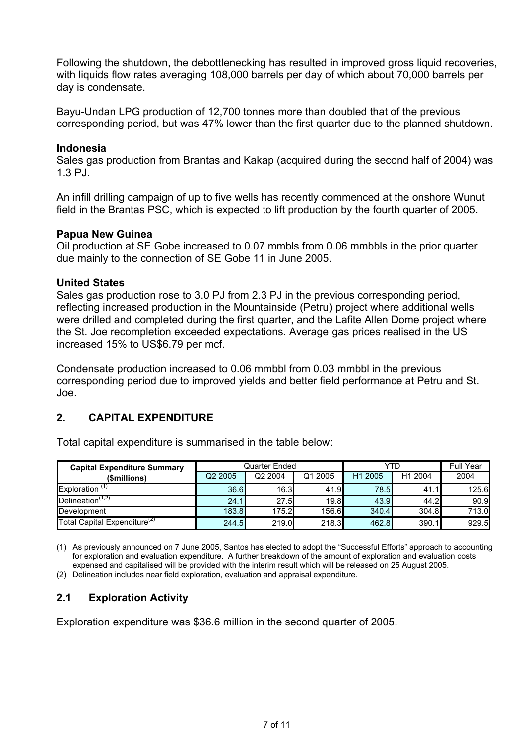Following the shutdown, the debottlenecking has resulted in improved gross liquid recoveries, with liquids flow rates averaging 108,000 barrels per day of which about 70,000 barrels per day is condensate.

Bayu-Undan LPG production of 12,700 tonnes more than doubled that of the previous corresponding period, but was 47% lower than the first quarter due to the planned shutdown.

**Indonesia**

Sales gas production from Brantas and Kakap (acquired during the second half of 2004) was 1.3 PJ.

An infill drilling campaign of up to five wells has recently commenced at the onshore Wunut field in the Brantas PSC, which is expected to lift production by the fourth quarter of 2005.

**Papua New Guinea**

Oil production at SE Gobe increased to 0.07 mmbls from 0.06 mmbbls in the prior quarter due mainly to the connection of SE Gobe 11 in June 2005.

**United States**

Sales gas production rose to 3.0 PJ from 2.3 PJ in the previous corresponding period, reflecting increased production in the Mountainside (Petru) project where additional wells were drilled and completed during the first quarter, and the Lafite Allen Dome project where the St. Joe recompletion exceeded expectations. Average gas prices realised in the US increased 15% to US$6.79 per mcf.

Condensate production increased to 0.06 mmbbl from 0.03 mmbbl in the previous corresponding period due to improved yields and better field performance at Petru and St. Joe.

## 2. CAPITAL EXPENDITURE

Total capital expenditure is summarised in the table below:

| Capital Expenditure Summary ($millions) | Quarter Ended | | | YTD | | Full Year |
|---|---|---|---|---|---|---|
| | Q2 2005 | Q2 2004 | Q1 2005 | H1 2005 | H1 2004 | 2004 |
| Exploration [1] | 36.6 | 16.3 | 41.9 | 78.5 | 41.1 | 125.6 |
| Delineation[1,2] | 24.1 | 27.5 | 19.8 | 43.9 | 44.2 | 90.9 |
| Development | 183.8 | 175.2 | 156.6 | 340.4 | 304.8 | 713.0 |
| Total Capital Expenditure[2] | 244.5 | 219.0 | 218.3 | 462.8 | 390.1 | 929.5 |

(1) As previously announced on 7 June 2005, Santos has elected to adopt the "Successful Efforts" approach to accounting for exploration and evaluation expenditure. A further breakdown of the amount of exploration and evaluation costs expensed and capitalised will be provided with the interim result which will be released on 25 August 2005.

(2) Delineation includes near field exploration, evaluation and appraisal expenditure.

### 2.1 Exploration Activity

Exploration expenditure was $36.6 million in the second quarter of 2005.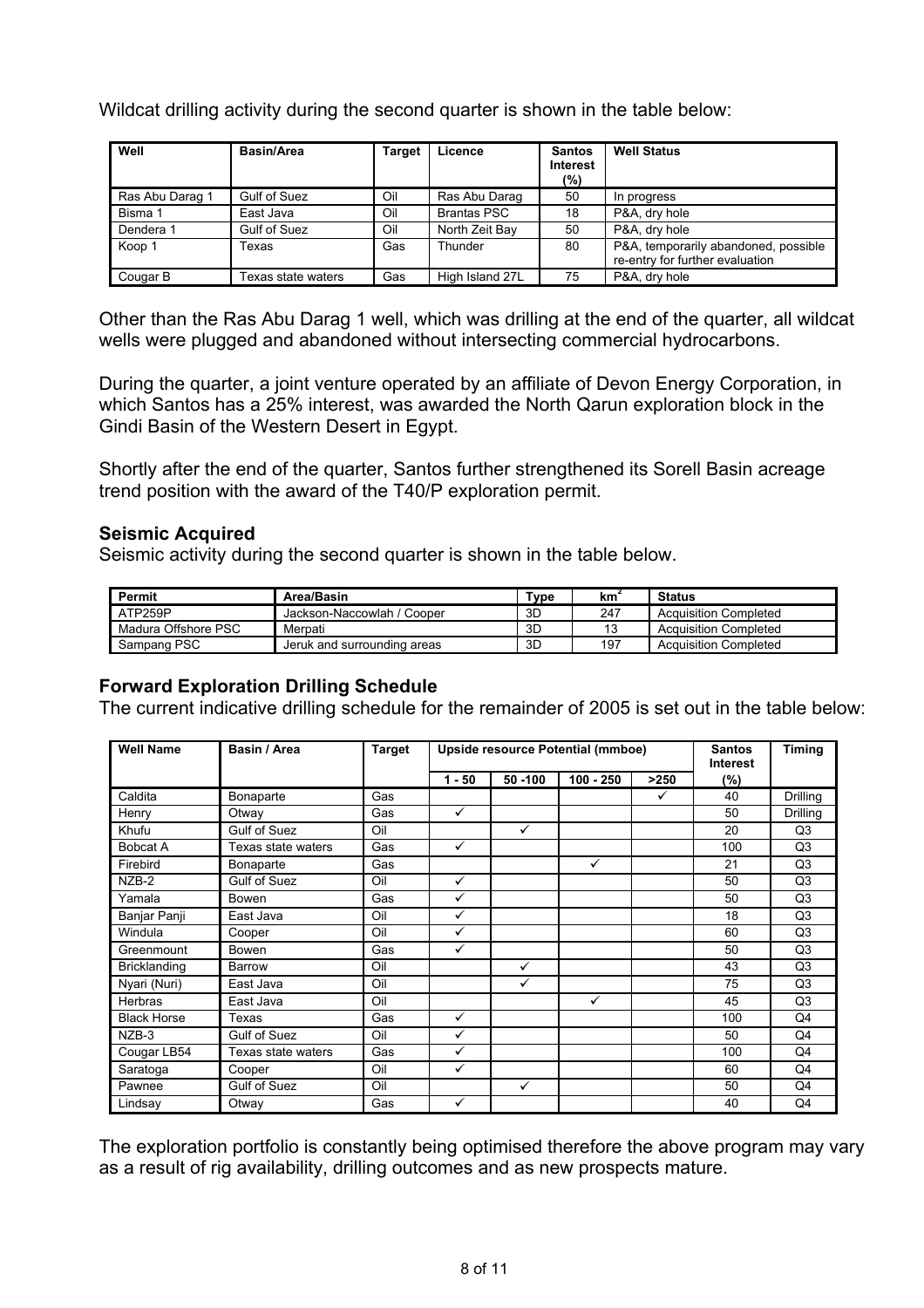Wildcat drilling activity during the second quarter is shown in the table below:

| Well | Basin/Area | Target | Licence | Santos Interest (%) | Well Status |
|---|---|---|---|---|---|
| Ras Abu Darag 1 | Gulf of Suez | Oil | Ras Abu Darag | 50 | In progress |
| Bisma 1 | East Java | Oil | Brantas PSC | 18 | P&A, dry hole |
| Dendera 1 | Gulf of Suez | Oil | North Zeit Bay | 50 | P&A, dry hole |
| Koop 1 | Texas | Gas | Thunder | 80 | P&A, temporarily abandoned, possible re-entry for further evaluation |
| Cougar B | Texas state waters | Gas | High Island 27L | 75 | P&A, dry hole |

Other than the Ras Abu Darag 1 well, which was drilling at the end of the quarter, all wildcat wells were plugged and abandoned without intersecting commercial hydrocarbons.

During the quarter, a joint venture operated by an affiliate of Devon Energy Corporation, in which Santos has a 25% interest, was awarded the North Qarun exploration block in the Gindi Basin of the Western Desert in Egypt.

Shortly after the end of the quarter, Santos further strengthened its Sorell Basin acreage trend position with the award of the T40/P exploration permit.

### Seismic Acquired

Seismic activity during the second quarter is shown in the table below.

| Permit | Area/Basin | Type | $km^2$ | Status |
|---|---|---|---|---|
| ATP259P | Jackson-Naccowlah / Cooper | 3D | 247 | Acquisition Completed |
| Madura Offshore PSC | Merpati | 3D | 13 | Acquisition Completed |
| Sampang PSC | Jeruk and surrounding areas | 3D | 197 | Acquisition Completed |

### Forward Exploration Drilling Schedule

The current indicative drilling schedule for the remainder of 2005 is set out in the table below:

| Well Name | Basin / Area | Target | Upside resource Potential (mmboe) | | | | Santos Interest | Timing |
|---|---|---|---|---|---|---|---|---|
| | | | 1 - 50 | 50 -100 | 100 - 250 | >250 | (%) | |
| Caldita | Bonaparte | Gas | | | | ✓ | 40 | Drilling |
| Henry | Otway | Gas | ✓ | | | | 50 | Drilling |
| Khufu | Gulf of Suez | Oil | | ✓ | | | 20 | Q3 |
| Bobcat A | Texas state waters | Gas | ✓ | | | | 100 | Q3 |
| Firebird | Bonaparte | Gas | | | ✓ | | 21 | Q3 |
| NZB-2 | Gulf of Suez | Oil | ✓ | | | | 50 | Q3 |
| Yamala | Bowen | Gas | ✓ | | | | 50 | Q3 |
| Banjar Panji | East Java | Oil | ✓ | | | | 18 | Q3 |
| Windula | Cooper | Oil | ✓ | | | | 60 | Q3 |
| Greenmount | Bowen | Gas | ✓ | | | | 50 | Q3 |
| Bricklanding | Barrow | Oil | | ✓ | | | 43 | Q3 |
| Nyari (Nuri) | East Java | Oil | | ✓ | | | 75 | Q3 |
| Herbras | East Java | Oil | | | ✓ | | 45 | Q3 |
| Black Horse | Texas | Gas | ✓ | | | | 100 | Q4 |
| NZB-3 | Gulf of Suez | Oil | ✓ | | | | 50 | Q4 |
| Cougar LB54 | Texas state waters | Gas | ✓ | | | | 100 | Q4 |
| Saratoga | Cooper | Oil | ✓ | | | | 60 | Q4 |
| Pawnee | Gulf of Suez | Oil | | ✓ | | | 50 | Q4 |
| Lindsay | Otway | Gas | ✓ | | | | 40 | Q4 |

The exploration portfolio is constantly being optimised therefore the above program may vary as a result of rig availability, drilling outcomes and as new prospects mature.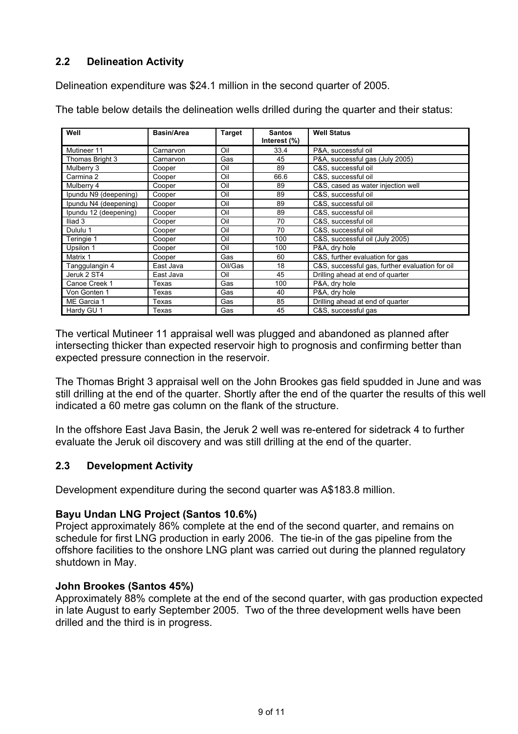## 2.2 Delineation Activity

Delineation expenditure was $24.1 million in the second quarter of 2005.

The table below details the delineation wells drilled during the quarter and their status:

| Well | Basin/Area | Target | Santos Interest (%) | Well Status |
|---|---|---|---|---|
| Mutineer 11 | Carnarvon | Oil | 33.4 | P&A, successful oil |
| Thomas Bright 3 | Carnarvon | Gas | 45 | P&A, successful gas (July 2005) |
| Mulberry 3 | Cooper | Oil | 89 | C&S, successful oil |
| Carmina 2 | Cooper | Oil | 66.6 | C&S, successful oil |
| Mulberry 4 | Cooper | Oil | 89 | C&S, cased as water injection well |
| Ipundu N9 (deepening) | Cooper | Oil | 89 | C&S, successful oil |
| Ipundu N4 (deepening) | Cooper | Oil | 89 | C&S, successful oil |
| Ipundu 12 (deepening) | Cooper | Oil | 89 | C&S, successful oil |
| Iliad 3 | Cooper | Oil | 70 | C&S, successful oil |
| Dululu 1 | Cooper | Oil | 70 | C&S, successful oil |
| Teringie 1 | Cooper | Oil | 100 | C&S, successful oil (July 2005) |
| Upsilon 1 | Cooper | Oil | 100 | P&A, dry hole |
| Matrix 1 | Cooper | Gas | 60 | C&S, further evaluation for gas |
| Tanggulangin 4 | East Java | Oil/Gas | 18 | C&S, successful gas, further evaluation for oil |
| Jeruk 2 ST4 | East Java | Oil | 45 | Drilling ahead at end of quarter |
| Canoe Creek 1 | Texas | Gas | 100 | P&A, dry hole |
| Von Gonten 1 | Texas | Gas | 40 | P&A, dry hole |
| ME Garcia 1 | Texas | Gas | 85 | Drilling ahead at end of quarter |
| Hardy GU 1 | Texas | Gas | 45 | C&S, successful gas |

The vertical Mutineer 11 appraisal well was plugged and abandoned as planned after intersecting thicker than expected reservoir high to prognosis and confirming better than expected pressure connection in the reservoir.

The Thomas Bright 3 appraisal well on the John Brookes gas field spudded in June and was still drilling at the end of the quarter. Shortly after the end of the quarter the results of this well indicated a 60 metre gas column on the flank of the structure.

In the offshore East Java Basin, the Jeruk 2 well was re-entered for sidetrack 4 to further evaluate the Jeruk oil discovery and was still drilling at the end of the quarter.

## 2.3 Development Activity

Development expenditure during the second quarter was A$183.8 million.

**Bayu Undan LNG Project (Santos 10.6%)**

Project approximately 86% complete at the end of the second quarter, and remains on schedule for first LNG production in early 2006. The tie-in of the gas pipeline from the offshore facilities to the onshore LNG plant was carried out during the planned regulatory shutdown in May.

**John Brookes (Santos 45%)**

Approximately 88% complete at the end of the second quarter, with gas production expected in late August to early September 2005. Two of the three development wells have been drilled and the third is in progress.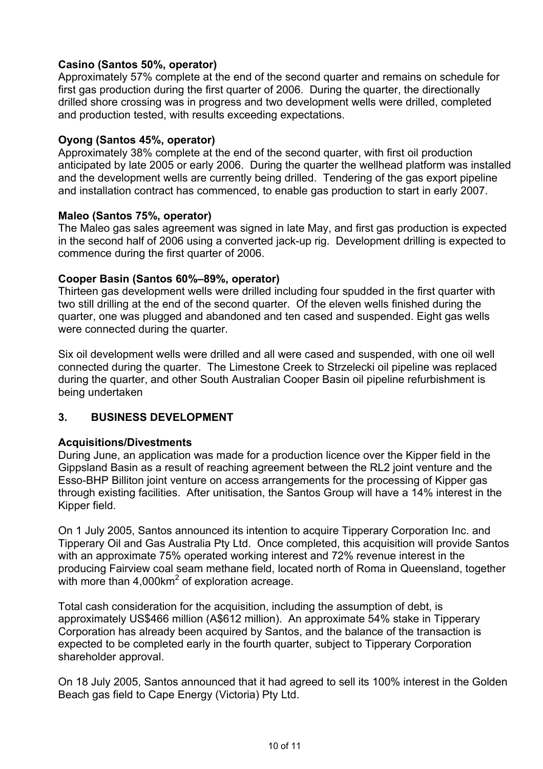**Casino (Santos 50%, operator)**
Approximately 57% complete at the end of the second quarter and remains on schedule for first gas production during the first quarter of 2006. During the quarter, the directionally drilled shore crossing was in progress and two development wells were drilled, completed and production tested, with results exceeding expectations.

**Oyong (Santos 45%, operator)**
Approximately 38% complete at the end of the second quarter, with first oil production anticipated by late 2005 or early 2006. During the quarter the wellhead platform was installed and the development wells are currently being drilled. Tendering of the gas export pipeline and installation contract has commenced, to enable gas production to start in early 2007.

**Maleo (Santos 75%, operator)**
The Maleo gas sales agreement was signed in late May, and first gas production is expected in the second half of 2006 using a converted jack-up rig. Development drilling is expected to commence during the first quarter of 2006.

**Cooper Basin (Santos 60%–89%, operator)**
Thirteen gas development wells were drilled including four spudded in the first quarter with two still drilling at the end of the second quarter. Of the eleven wells finished during the quarter, one was plugged and abandoned and ten cased and suspended. Eight gas wells were connected during the quarter.

Six oil development wells were drilled and all were cased and suspended, with one oil well connected during the quarter. The Limestone Creek to Strzelecki oil pipeline was replaced during the quarter, and other South Australian Cooper Basin oil pipeline refurbishment is being undertaken

## 3. BUSINESS DEVELOPMENT

**Acquisitions/Divestments**
During June, an application was made for a production licence over the Kipper field in the Gippsland Basin as a result of reaching agreement between the RL2 joint venture and the Esso-BHP Billiton joint venture on access arrangements for the processing of Kipper gas through existing facilities. After unitisation, the Santos Group will have a 14% interest in the Kipper field.

On 1 July 2005, Santos announced its intention to acquire Tipperary Corporation Inc. and Tipperary Oil and Gas Australia Pty Ltd. Once completed, this acquisition will provide Santos with an approximate 75% operated working interest and 72% revenue interest in the producing Fairview coal seam methane field, located north of Roma in Queensland, together with more than 4,000km$^2$ of exploration acreage.

Total cash consideration for the acquisition, including the assumption of debt, is approximately US$466 million (A$612 million). An approximate 54% stake in Tipperary Corporation has already been acquired by Santos, and the balance of the transaction is expected to be completed early in the fourth quarter, subject to Tipperary Corporation shareholder approval.

On 18 July 2005, Santos announced that it had agreed to sell its 100% interest in the Golden Beach gas field to Cape Energy (Victoria) Pty Ltd.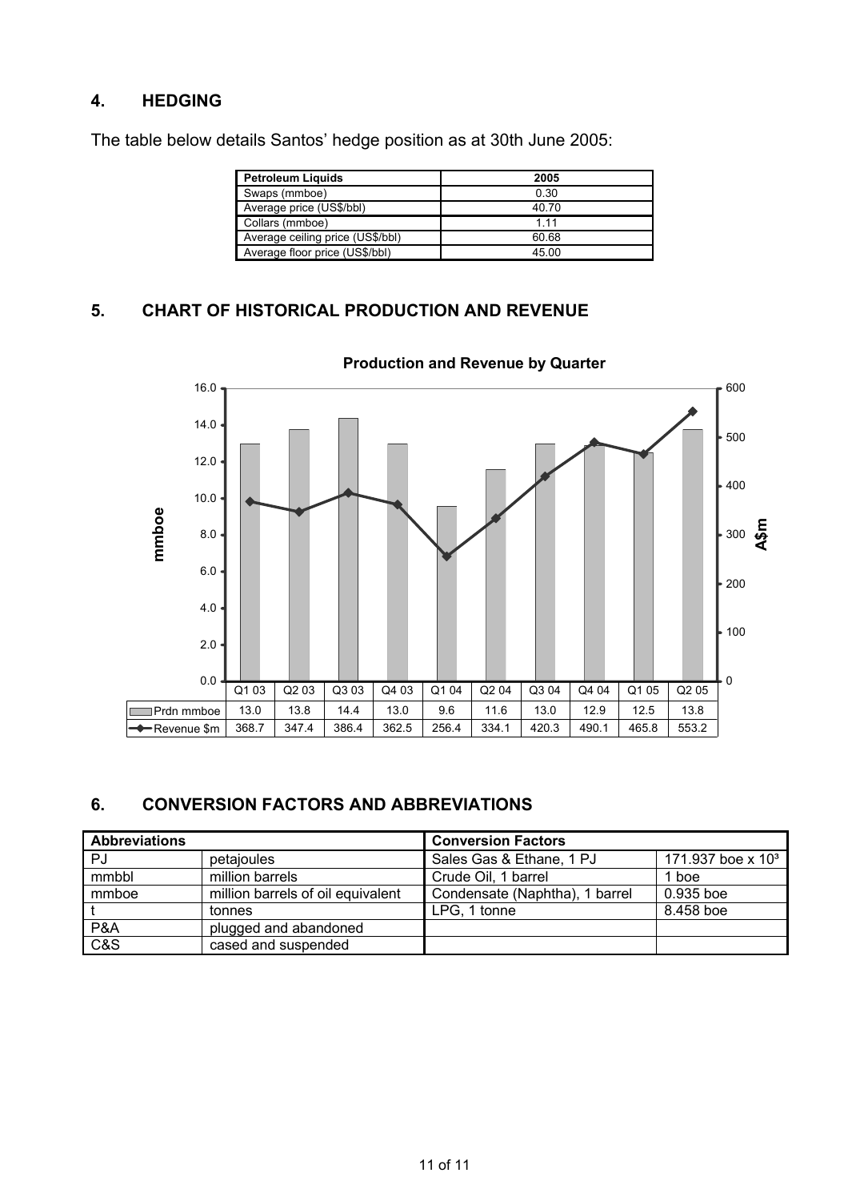## 4. HEDGING

The table below details Santos' hedge position as at 30th June 2005:

| Petroleum Liquids | 2005 |
|---|---|
| Swaps (mmboe) | 0.30 |
| Average price (US$/bbl) | 40.70 |
| Collars (mmboe) | 1.11 |
| Average ceiling price (US$/bbl) | 60.68 |
| Average floor price (US$/bbl) | 45.00 |

## 5. CHART OF HISTORICAL PRODUCTION AND REVENUE

Production and Revenue by Quarter

mmboe

A$m

Q1 03 Q2 03 Q3 03 Q4 03 Q1 04 Q2 04 Q3 04 Q4 04 Q1 05 Q2 05

Prdn mmboe 13.0 13.8 14.4 13.0 9.6 11.6 13.0 12.9 12.5 13.8

Revenue $m 368.7 347.4 386.4 362.5 256.4 334.1 420.3 490.1 465.8 553.2

## 6. CONVERSION FACTORS AND ABBREVIATIONS

| Abbreviations | | Conversion Factors | |
|---|---|---|---|
| PJ | petajoules | Sales Gas & Ethane, 1 PJ | 171.937 boe x $10^3$ |
| mmbbl | million barrels | Crude Oil, 1 barrel | 1 boe |
| mmboe | million barrels of oil equivalent | Condensate (Naphtha), 1 barrel | 0.935 boe |
| t | tonnes | LPG, 1 tonne | 8.458 boe |
| P&A | plugged and abandoned | | |
| C&S | cased and suspended | | |